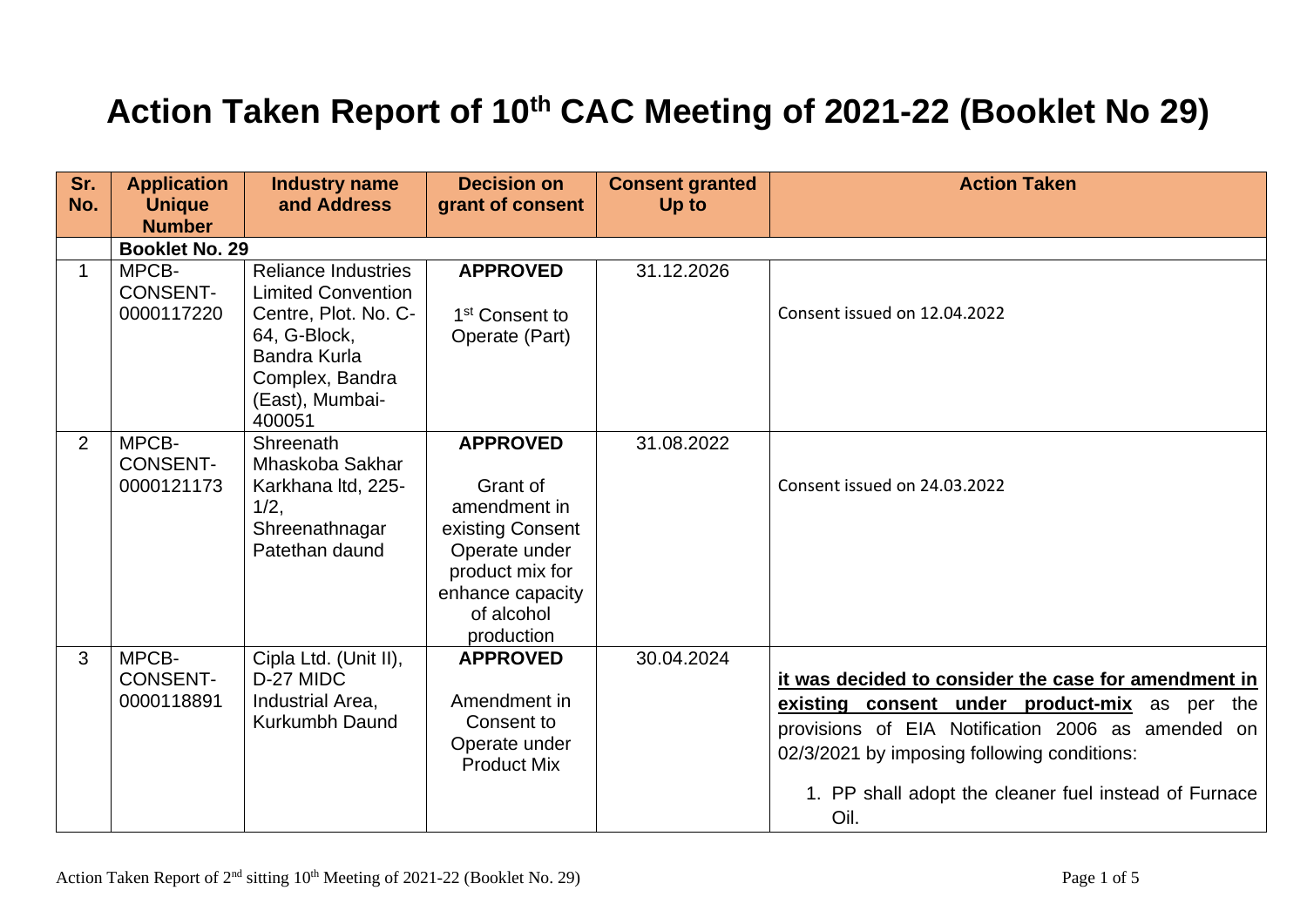# Action Taken Report of 10th CAC Meeting of 2021-22 (Booklet No 29)

| Sr. No. | Application Unique Number | Industry name and Address | Decision on grant of consent | Consent granted Up to | Action Taken |
|---|---|---|---|---|---|
| | **Booklet No. 29** | | | | |
| 1 | MPCB-CONSENT-0000117220 | Reliance Industries Limited Convention Centre, Plot. No. C-64, G-Block, Bandra Kurla Complex, Bandra (East), Mumbai-400051 | **APPROVED**<br><br>1st Consent to Operate (Part) | 31.12.2026 | Consent issued on 12.04.2022 |
| 2 | MPCB-CONSENT-0000121173 | Shreenath Mhaskoba Sakhar Karkhana ltd, 225-1/2, Shreenathnagar Patethan daund | **APPROVED**<br><br>Grant of amendment in existing Consent Operate under product mix for enhance capacity of alcohol production | 31.08.2022 | Consent issued on 24.03.2022 |
| 3 | MPCB-CONSENT-0000118891 | Cipla Ltd. (Unit II), D-27 MIDC Industrial Area, Kurkumbh Daund | **APPROVED**<br><br>Amendment in Consent to Operate under Product Mix | 30.04.2024 | **it was decided to consider the case for amendment in existing consent under product-mix** as per the provisions of EIA Notification 2006 as amended on 02/3/2021 by imposing following conditions:<br><br>1. PP shall adopt the cleaner fuel instead of Furnace Oil. |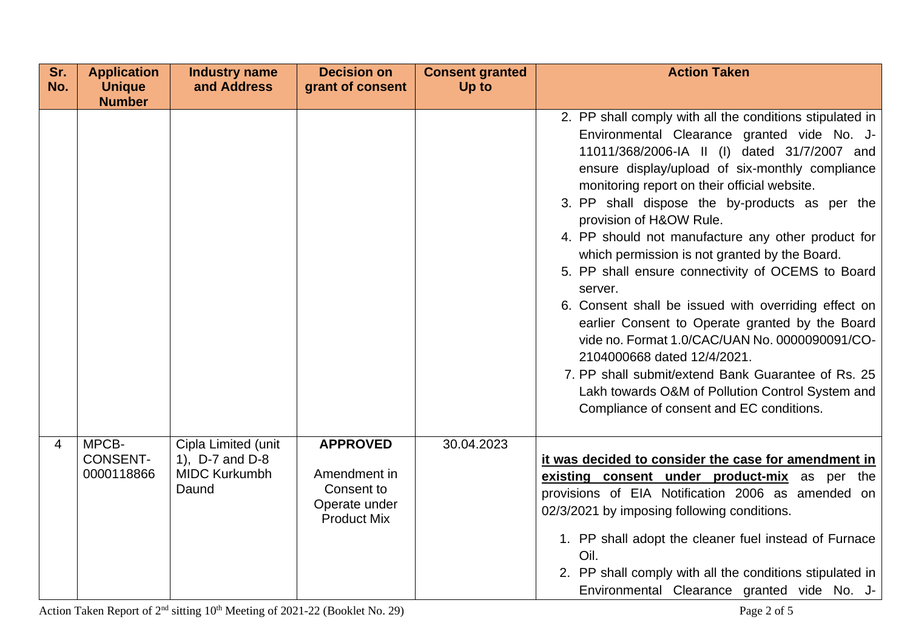| Sr. No. | Application Unique Number | Industry name and Address | Decision on grant of consent | Consent granted Up to | Action Taken |
|---|---|---|---|---|---|
| | | | | | 2. PP shall comply with all the conditions stipulated in Environmental Clearance granted vide No. J-11011/368/2006-IA II (I) dated 31/7/2007 and ensure display/upload of six-monthly compliance monitoring report on their official website.<br>3. PP shall dispose the by-products as per the provision of H&OW Rule.<br>4. PP should not manufacture any other product for which permission is not granted by the Board.<br>5. PP shall ensure connectivity of OCEMS to Board server.<br>6. Consent shall be issued with overriding effect on earlier Consent to Operate granted by the Board vide no. Format 1.0/CAC/UAN No. 0000090091/CO-2104000668 dated 12/4/2021.<br>7. PP shall submit/extend Bank Guarantee of Rs. 25 Lakh towards O&M of Pollution Control System and Compliance of consent and EC conditions. |
| 4 | MPCB-CONSENT-0000118866 | Cipla Limited (unit 1), D-7 and D-8 MIDC Kurkumbh Daund | **APPROVED**<br><br>Amendment in Consent to Operate under Product Mix | 30.04.2023 | **it was decided to consider the case for amendment in existing consent under product-mix** as per the provisions of EIA Notification 2006 as amended on 02/3/2021 by imposing following conditions.<br>1. PP shall adopt the cleaner fuel instead of Furnace Oil.<br>2. PP shall comply with all the conditions stipulated in Environmental Clearance granted vide No. J- |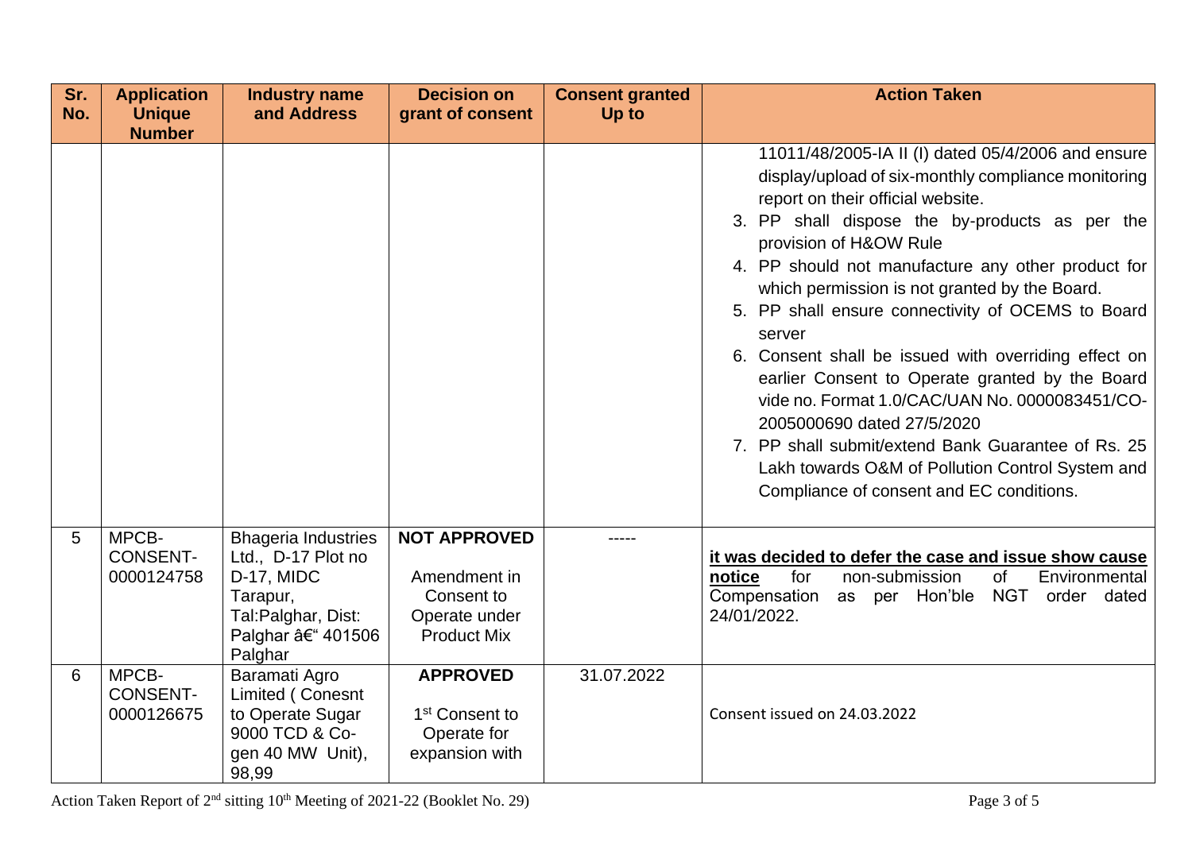| Sr. No. | Application Unique Number | Industry name and Address | Decision on grant of consent | Consent granted Up to | Action Taken |
|---|---|---|---|---|---|
| | | | | | 11011/48/2005-IA II (I) dated 05/4/2006 and ensure display/upload of six-monthly compliance monitoring report on their official website.<br>3. PP shall dispose the by-products as per the provision of H&OW Rule<br>4. PP should not manufacture any other product for which permission is not granted by the Board.<br>5. PP shall ensure connectivity of OCEMS to Board server<br>6. Consent shall be issued with overriding effect on earlier Consent to Operate granted by the Board vide no. Format 1.0/CAC/UAN No. 0000083451/CO-2005000690 dated 27/5/2020<br>7. PP shall submit/extend Bank Guarantee of Rs. 25 Lakh towards O&M of Pollution Control System and Compliance of consent and EC conditions. |
| 5 | MPCB-CONSENT-0000124758 | Bhageria Industries Ltd., D-17 Plot no D-17, MIDC Tarapur, Tal:Palghar, Dist: Palghar â€“ 401506 Palghar | **NOT APPROVED**<br><br>Amendment in Consent to Operate under Product Mix | ----- | **it was decided to defer the case and issue show cause notice** for non-submission of Environmental Compensation as per Hon'ble NGT order dated 24/01/2022. |
| 6 | MPCB-CONSENT-0000126675 | Baramati Agro Limited ( Conesnt to Operate Sugar 9000 TCD & Co-gen 40 MW Unit), 98,99 | **APPROVED**<br><br>1st Consent to Operate for expansion with | 31.07.2022 | Consent issued on 24.03.2022 |

Action Taken Report of 2nd sitting 10th Meeting of 2021-22 (Booklet No. 29)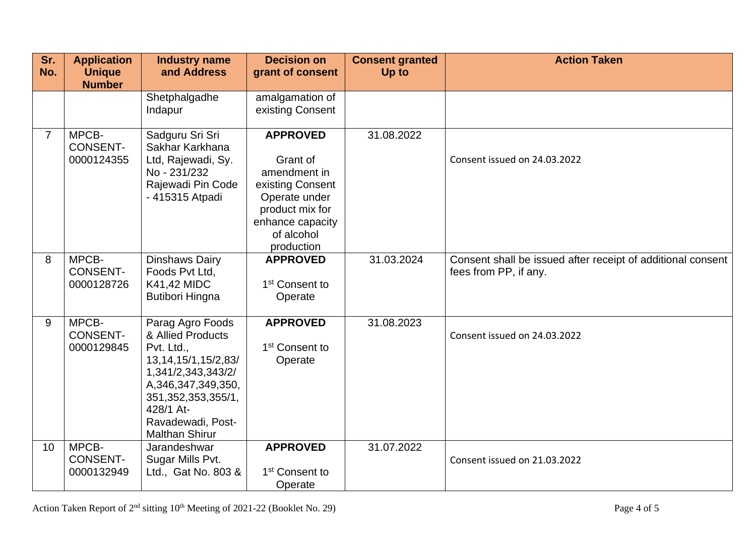| Sr. No. | Application Unique Number | Industry name and Address | Decision on grant of consent | Consent granted Up to | Action Taken |
|---|---|---|---|---|---|
| | | Shetphalgadhe Indapur | amalgamation of existing Consent | | |
| 7 | MPCB-CONSENT-0000124355 | Sadguru Sri Sri Sakhar Karkhana Ltd, Rajewadi, Sy. No - 231/232 Rajewadi Pin Code - 415315 Atpadi | **APPROVED**<br><br>Grant of amendment in existing Consent Operate under product mix for enhance capacity of alcohol production | 31.08.2022 | Consent issued on 24.03.2022 |
| 8 | MPCB-CONSENT-0000128726 | Dinshaws Dairy Foods Pvt Ltd, K41,42 MIDC Butibori Hingna | **APPROVED**<br><br>1st Consent to Operate | 31.03.2024 | Consent shall be issued after receipt of additional consent fees from PP, if any. |
| 9 | MPCB-CONSENT-0000129845 | Parag Agro Foods & Allied Products Pvt. Ltd., 13,14,15/1,15/2,83/1,341/2,343,343/2/A,346,347,349,350,351,352,353,355/1,428/1 At-Ravadewadi, Post-Malthan Shirur | **APPROVED**<br><br>1st Consent to Operate | 31.08.2023 | Consent issued on 24.03.2022 |
| 10 | MPCB-CONSENT-0000132949 | Jarandeshwar Sugar Mills Pvt. Ltd., Gat No. 803 & | **APPROVED**<br><br>1st Consent to Operate | 31.07.2022 | Consent issued on 21.03.2022 |

Action Taken Report of 2nd sitting 10th Meeting of 2021-22 (Booklet No. 29)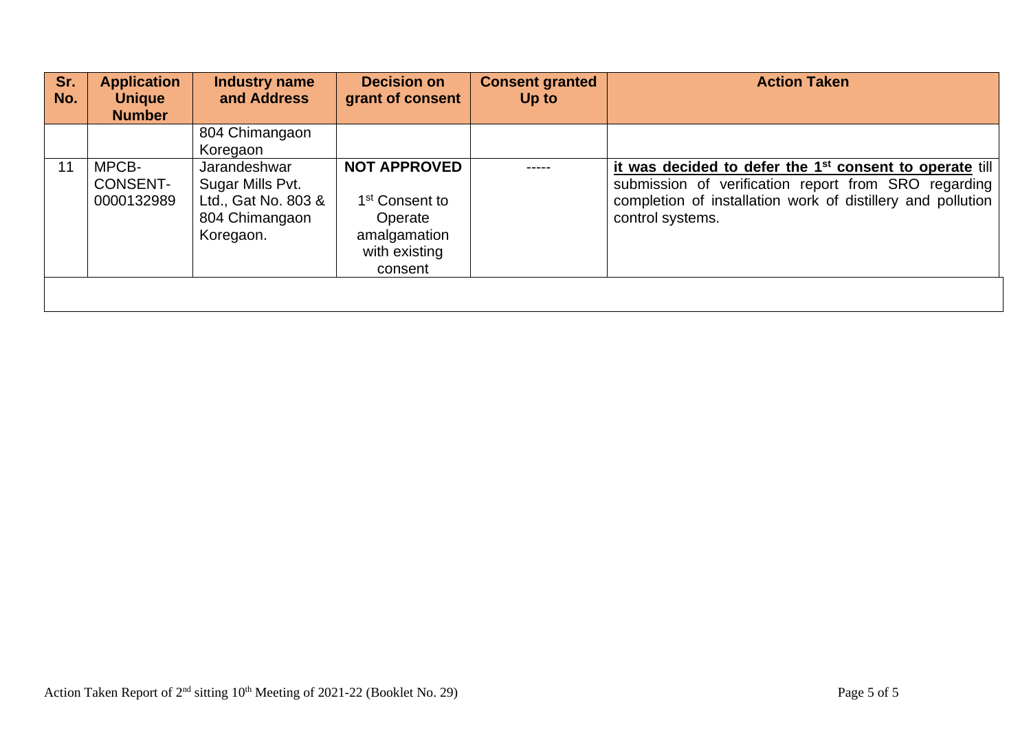| Sr. No. | Application Unique Number | Industry name and Address | Decision on grant of consent | Consent granted Up to | Action Taken |
|---|---|---|---|---|---|
| | | 804 Chimangaon Koregaon | | | |
| 11 | MPCB-CONSENT-0000132989 | Jarandeshwar Sugar Mills Pvt. Ltd., Gat No. 803 & 804 Chimangaon Koregaon. | **NOT APPROVED** 1st Consent to Operate amalgamation with existing consent | ----- | **it was decided to defer the 1st consent to operate** till submission of verification report from SRO regarding completion of installation work of distillery and pollution control systems. |